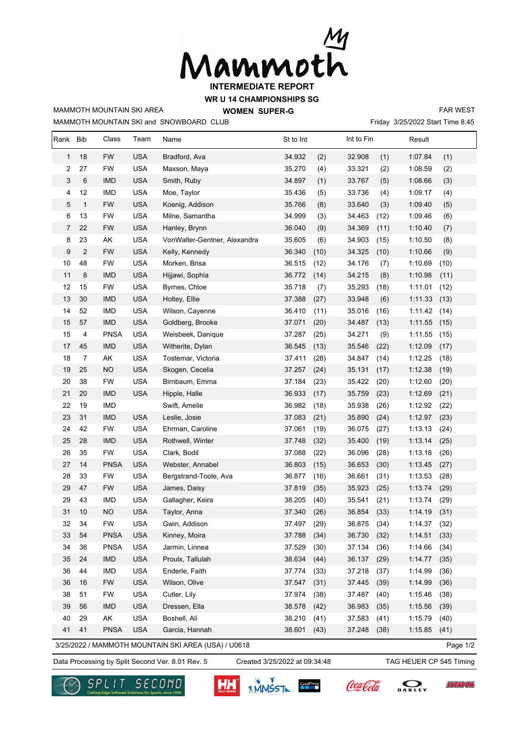# Mammoth

## INTERMEDIATE REPORT

## WR U 14 CHAMPIONSHIPS SG

## WOMEN SUPER-G

MAMMOTH MOUNTAIN SKI AREA | FAR WEST

MAMMOTH MOUNTAIN SKI and SNOWBOARD CLUB | Friday 3/25/2022 Start Time 8:45

| Rank | Bib | Class | Team | Name | St to Int | | Int to Fin | | Result | |
|---|---|---|---|---|---|---|---|---|---|---|
| 1 | 18 | FW | USA | Bradford, Ava | 34.932 | (2) | 32.908 | (1) | 1:07.84 | (1) |
| 2 | 27 | FW | USA | Maxson, Maya | 35.270 | (4) | 33.321 | (2) | 1:08.59 | (2) |
| 3 | 6 | IMD | USA | Smith, Ruby | 34.897 | (1) | 33.767 | (5) | 1:08.66 | (3) |
| 4 | 12 | IMD | USA | Moe, Taylor | 35.436 | (5) | 33.736 | (4) | 1:09.17 | (4) |
| 5 | 1 | FW | USA | Koenig, Addison | 35.766 | (8) | 33.640 | (3) | 1:09.40 | (5) |
| 6 | 13 | FW | USA | Milne, Samantha | 34.999 | (3) | 34.463 | (12) | 1:09.46 | (6) |
| 7 | 22 | FW | USA | Hanley, Brynn | 36.040 | (9) | 34.369 | (11) | 1:10.40 | (7) |
| 8 | 23 | AK | USA | VonWalter-Gentner, Alexandra | 35.605 | (6) | 34.903 | (15) | 1:10.50 | (8) |
| 9 | 2 | FW | USA | Kelly, Kennedy | 36.340 | (10) | 34.325 | (10) | 1:10.66 | (9) |
| 10 | 48 | FW | USA | Morken, Brisa | 36.515 | (12) | 34.176 | (7) | 1:10.69 | (10) |
| 11 | 8 | IMD | USA | Hijjawi, Sophia | 36.772 | (14) | 34.215 | (8) | 1:10.98 | (11) |
| 12 | 15 | FW | USA | Byrnes, Chloe | 35.718 | (7) | 35.293 | (18) | 1:11.01 | (12) |
| 13 | 30 | IMD | USA | Holtey, Ellie | 37.388 | (27) | 33.948 | (6) | 1:11.33 | (13) |
| 14 | 52 | IMD | USA | Wilson, Cayenne | 36.410 | (11) | 35.016 | (16) | 1:11.42 | (14) |
| 15 | 57 | IMD | USA | Goldberg, Brooke | 37.071 | (20) | 34.487 | (13) | 1:11.55 | (15) |
| 15 | 4 | PNSA | USA | Weisbeek, Danique | 37.287 | (25) | 34.271 | (9) | 1:11.55 | (15) |
| 17 | 45 | IMD | USA | Witherite, Dylan | 36.545 | (13) | 35.546 | (22) | 1:12.09 | (17) |
| 18 | 7 | AK | USA | Tostemar, Victoria | 37.411 | (28) | 34.847 | (14) | 1:12.25 | (18) |
| 19 | 25 | NO | USA | Skogen, Cecelia | 37.257 | (24) | 35.131 | (17) | 1:12.38 | (19) |
| 20 | 38 | FW | USA | Birnbaum, Emma | 37.184 | (23) | 35.422 | (20) | 1:12.60 | (20) |
| 21 | 20 | IMD | USA | Hipple, Halle | 36.933 | (17) | 35.759 | (23) | 1:12.69 | (21) |
| 22 | 19 | IMD | | Swift, Amelie | 36.982 | (18) | 35.938 | (26) | 1:12.92 | (22) |
| 23 | 31 | IMD | USA | Leslie, Josie | 37.083 | (21) | 35.890 | (24) | 1:12.97 | (23) |
| 24 | 42 | FW | USA | Ehrman, Caroline | 37.061 | (19) | 36.075 | (27) | 1:13.13 | (24) |
| 25 | 28 | IMD | USA | Rothwell, Winter | 37.748 | (32) | 35.400 | (19) | 1:13.14 | (25) |
| 26 | 35 | FW | USA | Clark, Bodil | 37.088 | (22) | 36.096 | (28) | 1:13.18 | (26) |
| 27 | 14 | PNSA | USA | Webster, Annabel | 36.803 | (15) | 36.653 | (30) | 1:13.45 | (27) |
| 28 | 33 | FW | USA | Bergstrand-Toole, Ava | 36.877 | (16) | 36.661 | (31) | 1:13.53 | (28) |
| 29 | 47 | FW | USA | James, Daisy | 37.819 | (35) | 35.923 | (25) | 1:13.74 | (29) |
| 29 | 43 | IMD | USA | Gallagher, Keira | 38.205 | (40) | 35.541 | (21) | 1:13.74 | (29) |
| 31 | 10 | NO | USA | Taylor, Anna | 37.340 | (26) | 36.854 | (33) | 1:14.19 | (31) |
| 32 | 34 | FW | USA | Gwin, Addison | 37.497 | (29) | 36.875 | (34) | 1:14.37 | (32) |
| 33 | 54 | PNSA | USA | Kinney, Moira | 37.788 | (34) | 36.730 | (32) | 1:14.51 | (33) |
| 34 | 36 | PNSA | USA | Jarmin, Linnea | 37.529 | (30) | 37.134 | (36) | 1:14.66 | (34) |
| 35 | 24 | IMD | USA | Proulx, Tallulah | 38.634 | (44) | 36.137 | (29) | 1:14.77 | (35) |
| 36 | 44 | IMD | USA | Enderle, Faith | 37.774 | (33) | 37.218 | (37) | 1:14.99 | (36) |
| 36 | 16 | FW | USA | Wilson, Olive | 37.547 | (31) | 37.445 | (39) | 1:14.99 | (36) |
| 38 | 51 | FW | USA | Cutler, Lily | 37.974 | (38) | 37.487 | (40) | 1:15.46 | (38) |
| 39 | 56 | IMD | USA | Dressen, Ella | 38.578 | (42) | 36.983 | (35) | 1:15.56 | (39) |
| 40 | 29 | AK | USA | Boshell, Ali | 38.210 | (41) | 37.583 | (41) | 1:15.79 | (40) |
| 41 | 41 | PNSA | USA | Garcia, Hannah | 38.601 | (43) | 37.248 | (38) | 1:15.85 | (41) |

3/25/2022 / MAMMOTH MOUNTAIN SKI AREA (USA) / U0618

Data Processing by Split Second Ver. 8.01 Rev. 5 | Created 3/25/2022 at 09:34:48 | TAG HEUER CP 545 Timing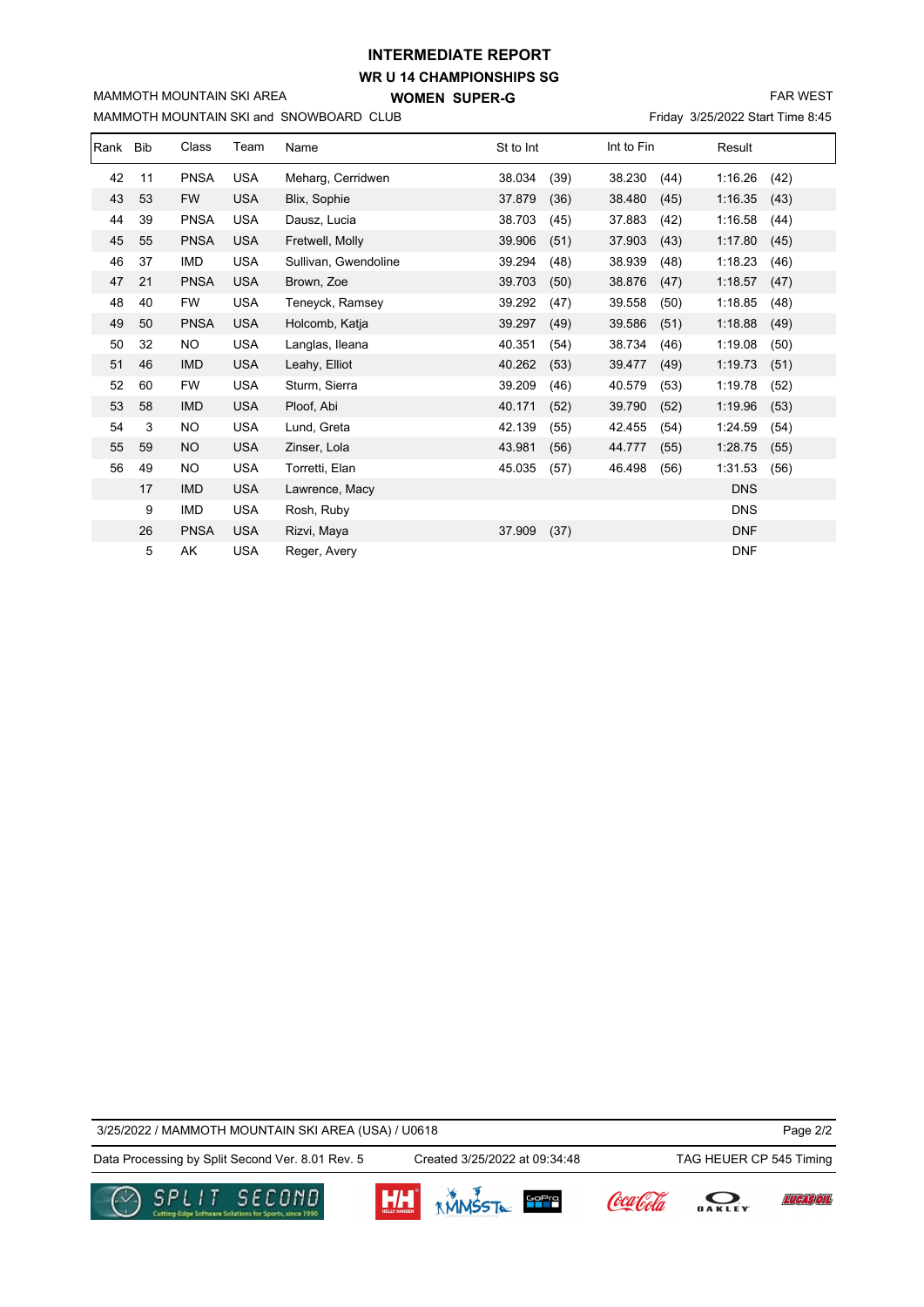# INTERMEDIATE REPORT

## WR U 14 CHAMPIONSHIPS SG

MAMMOTH MOUNTAIN SKI AREA

**WOMEN SUPER-G**

FAR WEST

MAMMOTH MOUNTAIN SKI and SNOWBOARD CLUB

Friday 3/25/2022 Start Time 8:45

| Rank | Bib | Class | Team | Name | St to Int | | Int to Fin | | Result | |
|---|---|---|---|---|---|---|---|---|---|---|
| 42 | 11 | PNSA | USA | Meharg, Cerridwen | 38.034 | (39) | 38.230 | (44) | 1:16.26 | (42) |
| 43 | 53 | FW | USA | Blix, Sophie | 37.879 | (36) | 38.480 | (45) | 1:16.35 | (43) |
| 44 | 39 | PNSA | USA | Dausz, Lucia | 38.703 | (45) | 37.883 | (42) | 1:16.58 | (44) |
| 45 | 55 | PNSA | USA | Fretwell, Molly | 39.906 | (51) | 37.903 | (43) | 1:17.80 | (45) |
| 46 | 37 | IMD | USA | Sullivan, Gwendoline | 39.294 | (48) | 38.939 | (48) | 1:18.23 | (46) |
| 47 | 21 | PNSA | USA | Brown, Zoe | 39.703 | (50) | 38.876 | (47) | 1:18.57 | (47) |
| 48 | 40 | FW | USA | Teneyck, Ramsey | 39.292 | (47) | 39.558 | (50) | 1:18.85 | (48) |
| 49 | 50 | PNSA | USA | Holcomb, Katja | 39.297 | (49) | 39.586 | (51) | 1:18.88 | (49) |
| 50 | 32 | NO | USA | Langlas, Ileana | 40.351 | (54) | 38.734 | (46) | 1:19.08 | (50) |
| 51 | 46 | IMD | USA | Leahy, Elliot | 40.262 | (53) | 39.477 | (49) | 1:19.73 | (51) |
| 52 | 60 | FW | USA | Sturm, Sierra | 39.209 | (46) | 40.579 | (53) | 1:19.78 | (52) |
| 53 | 58 | IMD | USA | Ploof, Abi | 40.171 | (52) | 39.790 | (52) | 1:19.96 | (53) |
| 54 | 3 | NO | USA | Lund, Greta | 42.139 | (55) | 42.455 | (54) | 1:24.59 | (54) |
| 55 | 59 | NO | USA | Zinser, Lola | 43.981 | (56) | 44.777 | (55) | 1:28.75 | (55) |
| 56 | 49 | NO | USA | Torretti, Elan | 45.035 | (57) | 46.498 | (56) | 1:31.53 | (56) |
| | 17 | IMD | USA | Lawrence, Macy | | | | | DNS | |
| | 9 | IMD | USA | Rosh, Ruby | | | | | DNS | |
| | 26 | PNSA | USA | Rizvi, Maya | 37.909 | (37) | | | DNF | |
| | 5 | AK | USA | Reger, Avery | | | | | DNF | |

3/25/2022 / MAMMOTH MOUNTAIN SKI AREA (USA) / U0618

Data Processing by Split Second Ver. 8.01 Rev. 5 | Created 3/25/2022 at 09:34:48 | TAG HEUER CP 545 Timing